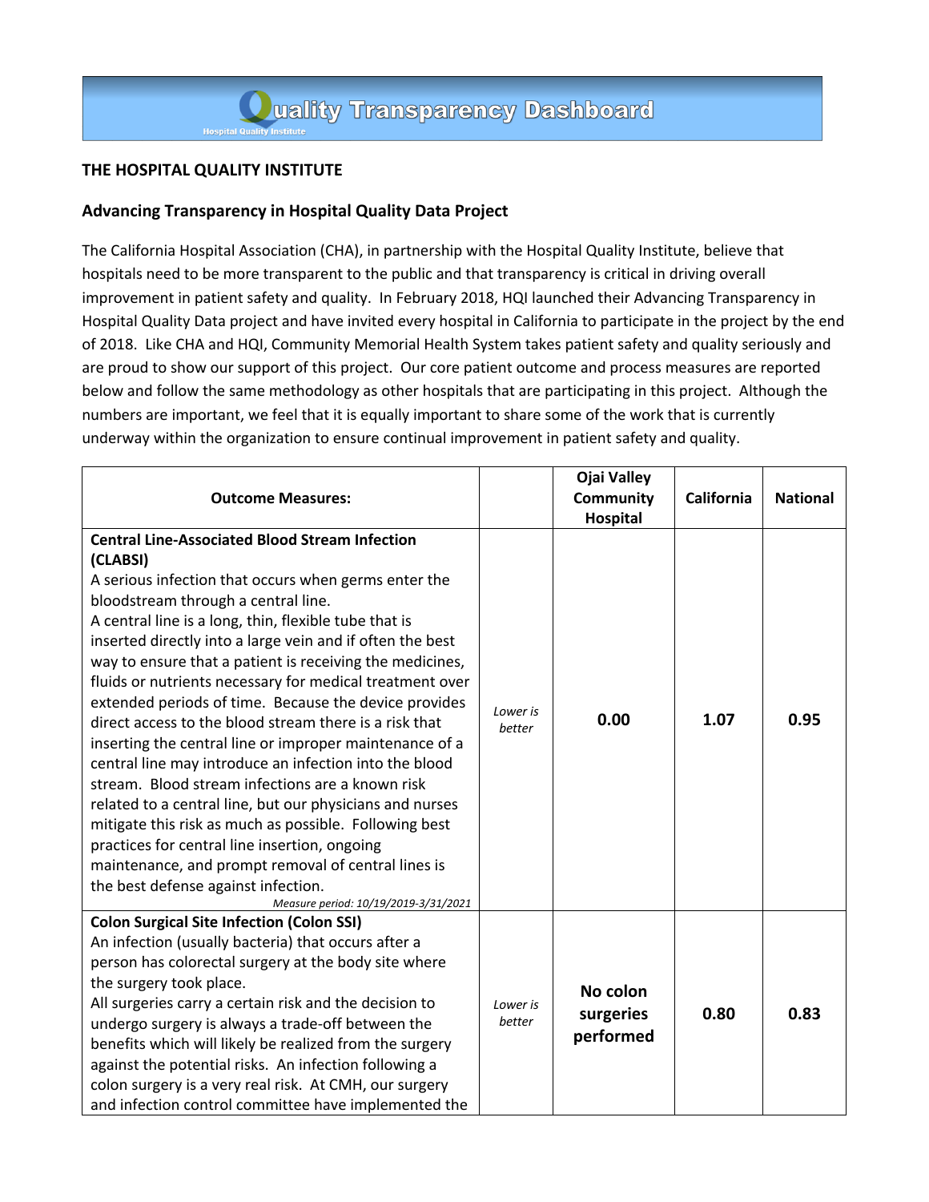# Quality Transparency Dashboard

Hospital Quality Institute

**THE HOSPITAL QUALITY INSTITUTE**

**Advancing Transparency in Hospital Quality Data Project**

The California Hospital Association (CHA), in partnership with the Hospital Quality Institute, believe that hospitals need to be more transparent to the public and that transparency is critical in driving overall improvement in patient safety and quality. In February 2018, HQI launched their Advancing Transparency in Hospital Quality Data project and have invited every hospital in California to participate in the project by the end of 2018. Like CHA and HQI, Community Memorial Health System takes patient safety and quality seriously and are proud to show our support of this project. Our core patient outcome and process measures are reported below and follow the same methodology as other hospitals that are participating in this project. Although the numbers are important, we feel that it is equally important to share some of the work that is currently underway within the organization to ensure continual improvement in patient safety and quality.

| Outcome Measures: | | Ojai Valley Community Hospital | California | National |
|---|---|---|---|---|
| **Central Line-Associated Blood Stream Infection (CLABSI)**<br>A serious infection that occurs when germs enter the bloodstream through a central line.<br>A central line is a long, thin, flexible tube that is inserted directly into a large vein and if often the best way to ensure that a patient is receiving the medicines, fluids or nutrients necessary for medical treatment over extended periods of time. Because the device provides direct access to the blood stream there is a risk that inserting the central line or improper maintenance of a central line may introduce an infection into the blood stream. Blood stream infections are a known risk related to a central line, but our physicians and nurses mitigate this risk as much as possible. Following best practices for central line insertion, ongoing maintenance, and prompt removal of central lines is the best defense against infection.<br>*Measure period: 10/19/2019-3/31/2021* | *Lower is better* | **0.00** | **1.07** | **0.95** |
| **Colon Surgical Site Infection (Colon SSI)**<br>An infection (usually bacteria) that occurs after a person has colorectal surgery at the body site where the surgery took place.<br>All surgeries carry a certain risk and the decision to undergo surgery is always a trade-off between the benefits which will likely be realized from the surgery against the potential risks. An infection following a colon surgery is a very real risk. At CMH, our surgery and infection control committee have implemented the | *Lower is better* | **No colon surgeries performed** | **0.80** | **0.83** |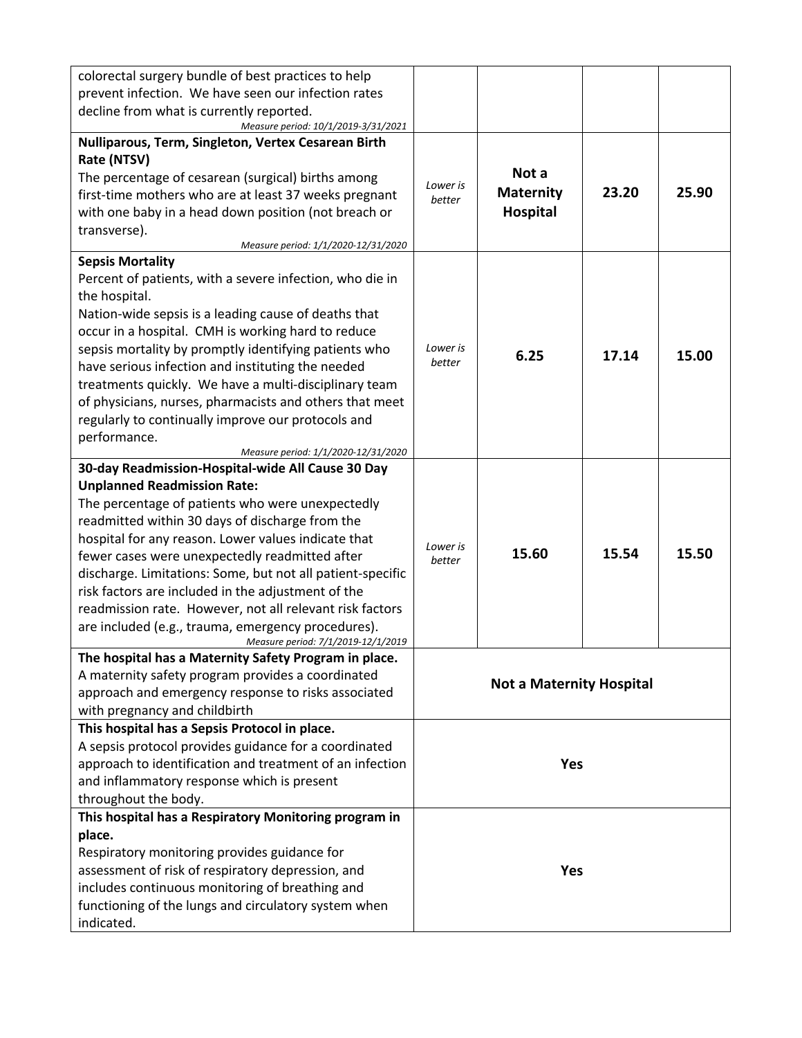| | | | | |
|---|---|---|---|---|
| colorectal surgery bundle of best practices to help prevent infection. We have seen our infection rates decline from what is currently reported. *Measure period: 10/1/2019-3/31/2021* | | | | |
| **Nulliparous, Term, Singleton, Vertex Cesarean Birth Rate (NTSV)** The percentage of cesarean (surgical) births among first-time mothers who are at least 37 weeks pregnant with one baby in a head down position (not breach or transverse). *Measure period: 1/1/2020-12/31/2020* | *Lower is better* | **Not a Maternity Hospital** | **23.20** | **25.90** |
| **Sepsis Mortality** Percent of patients, with a severe infection, who die in the hospital. Nation-wide sepsis is a leading cause of deaths that occur in a hospital. CMH is working hard to reduce sepsis mortality by promptly identifying patients who have serious infection and instituting the needed treatments quickly. We have a multi-disciplinary team of physicians, nurses, pharmacists and others that meet regularly to continually improve our protocols and performance. *Measure period: 1/1/2020-12/31/2020* | *Lower is better* | **6.25** | **17.14** | **15.00** |
| **30-day Readmission-Hospital-wide All Cause 30 Day Unplanned Readmission Rate:** The percentage of patients who were unexpectedly readmitted within 30 days of discharge from the hospital for any reason. Lower values indicate that fewer cases were unexpectedly readmitted after discharge. Limitations: Some, but not all patient-specific risk factors are included in the adjustment of the readmission rate. However, not all relevant risk factors are included (e.g., trauma, emergency procedures). *Measure period: 7/1/2019-12/1/2019* | *Lower is better* | **15.60** | **15.54** | **15.50** |
| **The hospital has a Maternity Safety Program in place.** A maternity safety program provides a coordinated approach and emergency response to risks associated with pregnancy and childbirth | **Not a Maternity Hospital** | | | |
| **This hospital has a Sepsis Protocol in place.** A sepsis protocol provides guidance for a coordinated approach to identification and treatment of an infection and inflammatory response which is present throughout the body. | **Yes** | | | |
| **This hospital has a Respiratory Monitoring program in place.** Respiratory monitoring provides guidance for assessment of risk of respiratory depression, and includes continuous monitoring of breathing and functioning of the lungs and circulatory system when indicated. | **Yes** | | | |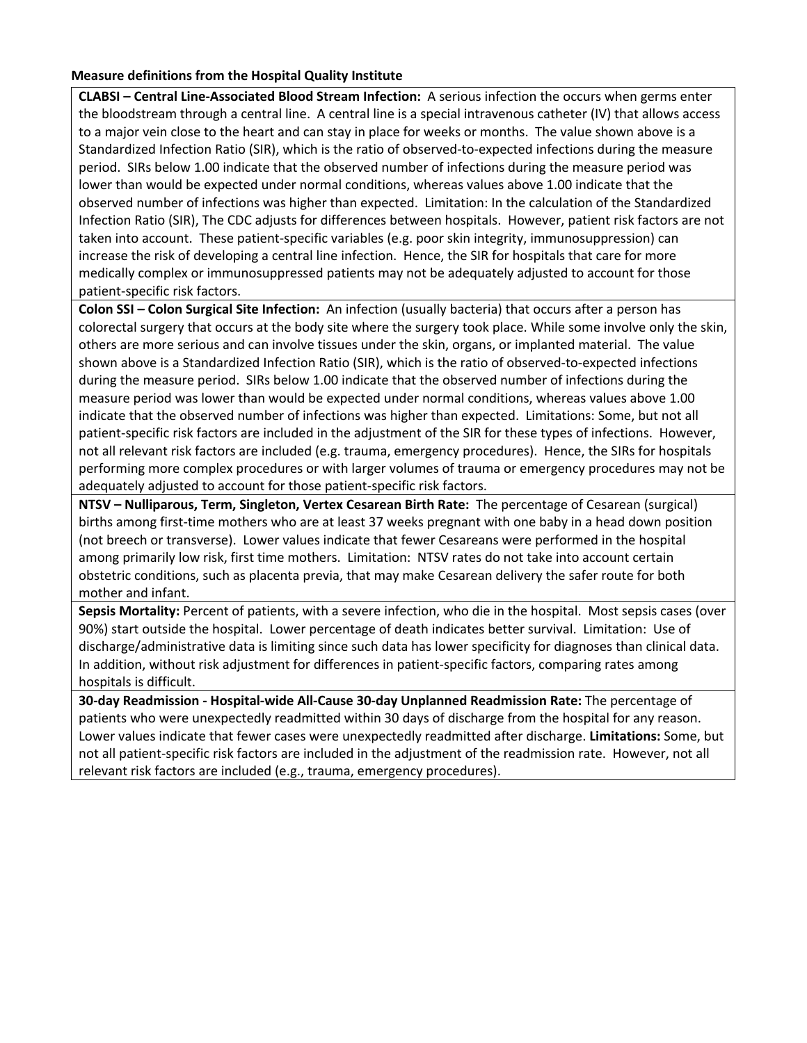**Measure definitions from the Hospital Quality Institute**

| |
|---|
| **CLABSI – Central Line-Associated Blood Stream Infection:** A serious infection the occurs when germs enter the bloodstream through a central line. A central line is a special intravenous catheter (IV) that allows access to a major vein close to the heart and can stay in place for weeks or months. The value shown above is a Standardized Infection Ratio (SIR), which is the ratio of observed-to-expected infections during the measure period. SIRs below 1.00 indicate that the observed number of infections during the measure period was lower than would be expected under normal conditions, whereas values above 1.00 indicate that the observed number of infections was higher than expected. Limitation: In the calculation of the Standardized Infection Ratio (SIR), The CDC adjusts for differences between hospitals. However, patient risk factors are not taken into account. These patient-specific variables (e.g. poor skin integrity, immunosuppression) can increase the risk of developing a central line infection. Hence, the SIR for hospitals that care for more medically complex or immunosuppressed patients may not be adequately adjusted to account for those patient-specific risk factors. |
| **Colon SSI – Colon Surgical Site Infection:** An infection (usually bacteria) that occurs after a person has colorectal surgery that occurs at the body site where the surgery took place. While some involve only the skin, others are more serious and can involve tissues under the skin, organs, or implanted material. The value shown above is a Standardized Infection Ratio (SIR), which is the ratio of observed-to-expected infections during the measure period. SIRs below 1.00 indicate that the observed number of infections during the measure period was lower than would be expected under normal conditions, whereas values above 1.00 indicate that the observed number of infections was higher than expected. Limitations: Some, but not all patient-specific risk factors are included in the adjustment of the SIR for these types of infections. However, not all relevant risk factors are included (e.g. trauma, emergency procedures). Hence, the SIRs for hospitals performing more complex procedures or with larger volumes of trauma or emergency procedures may not be adequately adjusted to account for those patient-specific risk factors. |
| **NTSV – Nulliparous, Term, Singleton, Vertex Cesarean Birth Rate:** The percentage of Cesarean (surgical) births among first-time mothers who are at least 37 weeks pregnant with one baby in a head down position (not breech or transverse). Lower values indicate that fewer Cesareans were performed in the hospital among primarily low risk, first time mothers. Limitation: NTSV rates do not take into account certain obstetric conditions, such as placenta previa, that may make Cesarean delivery the safer route for both mother and infant. |
| **Sepsis Mortality:** Percent of patients, with a severe infection, who die in the hospital. Most sepsis cases (over 90%) start outside the hospital. Lower percentage of death indicates better survival. Limitation: Use of discharge/administrative data is limiting since such data has lower specificity for diagnoses than clinical data. In addition, without risk adjustment for differences in patient-specific factors, comparing rates among hospitals is difficult. |
| **30-day Readmission - Hospital-wide All-Cause 30-day Unplanned Readmission Rate:** The percentage of patients who were unexpectedly readmitted within 30 days of discharge from the hospital for any reason. Lower values indicate that fewer cases were unexpectedly readmitted after discharge. **Limitations:** Some, but not all patient-specific risk factors are included in the adjustment of the readmission rate. However, not all relevant risk factors are included (e.g., trauma, emergency procedures). |